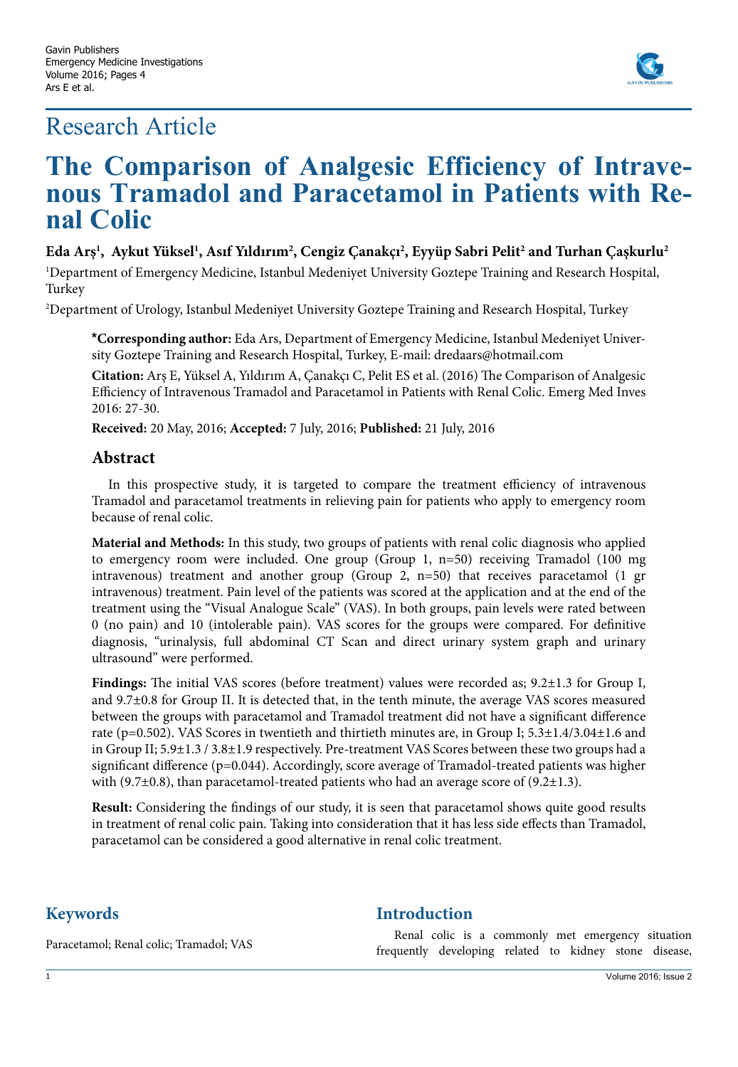Research Article

# The Comparison of Analgesic Efficiency of Intravenous Tramadol and Paracetamol in Patients with Renal Colic

**Eda Arş[1], Aykut Yüksel[1], Asıf Yıldırım[2], Cengiz Çanakçı[2], Eyyüp Sabri Pelit[2] and Turhan Çaşkurlu[2]**

[1]Department of Emergency Medicine, Istanbul Medeniyet University Goztepe Training and Research Hospital, Turkey

[2]Department of Urology, Istanbul Medeniyet University Goztepe Training and Research Hospital, Turkey

**\*Corresponding author:** Eda Ars, Department of Emergency Medicine, Istanbul Medeniyet University Goztepe Training and Research Hospital, Turkey, E-mail: dredaars@hotmail.com

**Citation:** Arş E, Yüksel A, Yıldırım A, Çanakçı C, Pelit ES et al. (2016) The Comparison of Analgesic Efficiency of Intravenous Tramadol and Paracetamol in Patients with Renal Colic. Emerg Med Inves 2016: 27-30.

**Received:** 20 May, 2016; **Accepted:** 7 July, 2016; **Published:** 21 July, 2016

## Abstract

In this prospective study, it is targeted to compare the treatment efficiency of intravenous Tramadol and paracetamol treatments in relieving pain for patients who apply to emergency room because of renal colic.

**Material and Methods:** In this study, two groups of patients with renal colic diagnosis who applied to emergency room were included. One group (Group 1, n=50) receiving Tramadol (100 mg intravenous) treatment and another group (Group 2, n=50) that receives paracetamol (1 gr intravenous) treatment. Pain level of the patients was scored at the application and at the end of the treatment using the "Visual Analogue Scale" (VAS). In both groups, pain levels were rated between 0 (no pain) and 10 (intolerable pain). VAS scores for the groups were compared. For definitive diagnosis, "urinalysis, full abdominal CT Scan and direct urinary system graph and urinary ultrasound" were performed.

**Findings:** The initial VAS scores (before treatment) values were recorded as; 9.2±1.3 for Group I, and 9.7±0.8 for Group II. It is detected that, in the tenth minute, the average VAS scores measured between the groups with paracetamol and Tramadol treatment did not have a significant difference rate (p=0.502). VAS Scores in twentieth and thirtieth minutes are, in Group I; 5.3±1.4/3.04±1.6 and in Group II; 5.9±1.3 / 3.8±1.9 respectively. Pre-treatment VAS Scores between these two groups had a significant difference (p=0.044). Accordingly, score average of Tramadol-treated patients was higher with (9.7±0.8), than paracetamol-treated patients who had an average score of (9.2±1.3).

**Result:** Considering the findings of our study, it is seen that paracetamol shows quite good results in treatment of renal colic pain. Taking into consideration that it has less side effects than Tramadol, paracetamol can be considered a good alternative in renal colic treatment.

## Keywords

Paracetamol; Renal colic; Tramadol; VAS

## Introduction

Renal colic is a commonly met emergency situation frequently developing related to kidney stone disease,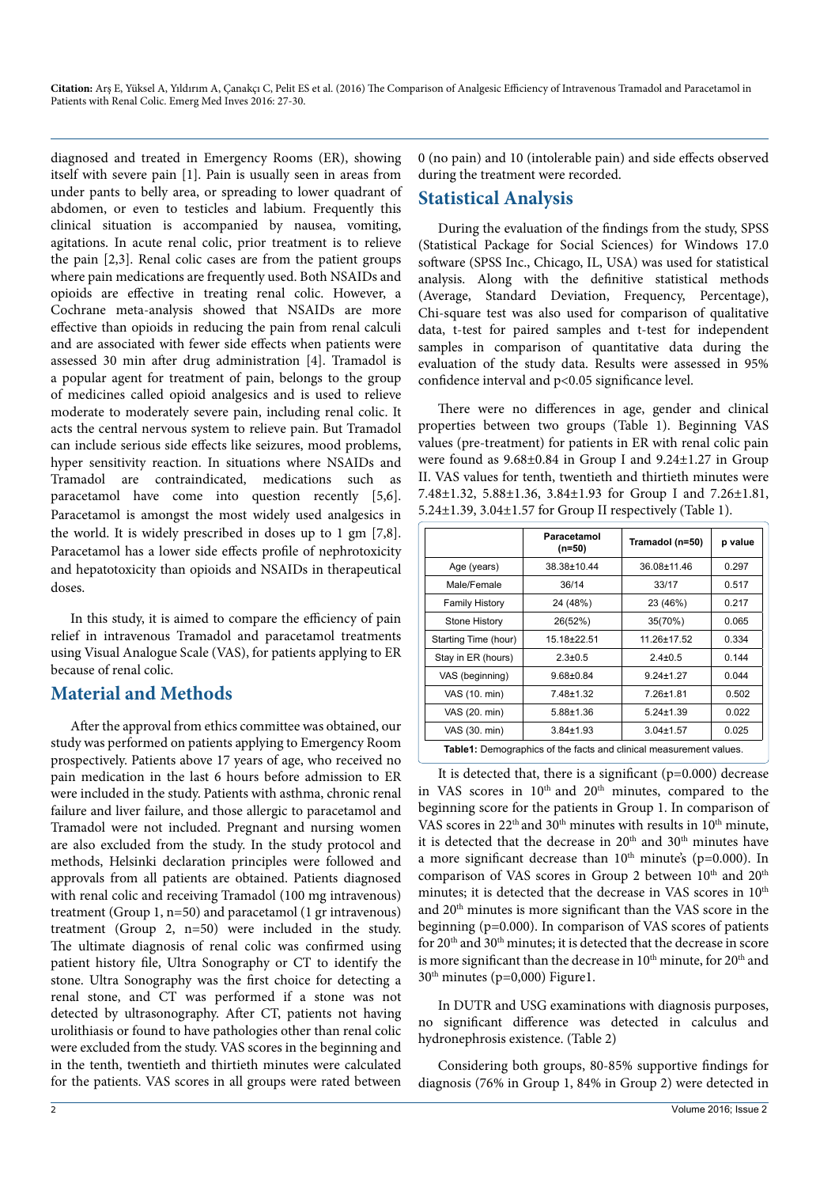diagnosed and treated in Emergency Rooms (ER), showing itself with severe pain [1]. Pain is usually seen in areas from under pants to belly area, or spreading to lower quadrant of abdomen, or even to testicles and labium. Frequently this clinical situation is accompanied by nausea, vomiting, agitations. In acute renal colic, prior treatment is to relieve the pain [2,3]. Renal colic cases are from the patient groups where pain medications are frequently used. Both NSAIDs and opioids are effective in treating renal colic. However, a Cochrane meta-analysis showed that NSAIDs are more effective than opioids in reducing the pain from renal calculi and are associated with fewer side effects when patients were assessed 30 min after drug administration [4]. Tramadol is a popular agent for treatment of pain, belongs to the group of medicines called opioid analgesics and is used to relieve moderate to moderately severe pain, including renal colic. It acts the central nervous system to relieve pain. But Tramadol can include serious side effects like seizures, mood problems, hyper sensitivity reaction. In situations where NSAIDs and Tramadol are contraindicated, medications such as paracetamol have come into question recently [5,6]. Paracetamol is amongst the most widely used analgesics in the world. It is widely prescribed in doses up to 1 gm [7,8]. Paracetamol has a lower side effects profile of nephrotoxicity and hepatotoxicity than opioids and NSAIDs in therapeutical doses.

In this study, it is aimed to compare the efficiency of pain relief in intravenous Tramadol and paracetamol treatments using Visual Analogue Scale (VAS), for patients applying to ER because of renal colic.

## Material and Methods

After the approval from ethics committee was obtained, our study was performed on patients applying to Emergency Room prospectively. Patients above 17 years of age, who received no pain medication in the last 6 hours before admission to ER were included in the study. Patients with asthma, chronic renal failure and liver failure, and those allergic to paracetamol and Tramadol were not included. Pregnant and nursing women are also excluded from the study. In the study protocol and methods, Helsinki declaration principles were followed and approvals from all patients are obtained. Patients diagnosed with renal colic and receiving Tramadol (100 mg intravenous) treatment (Group 1, n=50) and paracetamol (1 gr intravenous) treatment (Group 2, n=50) were included in the study. The ultimate diagnosis of renal colic was confirmed using patient history file, Ultra Sonography or CT to identify the stone. Ultra Sonography was the first choice for detecting a renal stone, and CT was performed if a stone was not detected by ultrasonography. After CT, patients not having urolithiasis or found to have pathologies other than renal colic were excluded from the study. VAS scores in the beginning and in the tenth, twentieth and thirtieth minutes were calculated for the patients. VAS scores in all groups were rated between 0 (no pain) and 10 (intolerable pain) and side effects observed during the treatment were recorded.

## Statistical Analysis

During the evaluation of the findings from the study, SPSS (Statistical Package for Social Sciences) for Windows 17.0 software (SPSS Inc., Chicago, IL, USA) was used for statistical analysis. Along with the definitive statistical methods (Average, Standard Deviation, Frequency, Percentage), Chi-square test was also used for comparison of qualitative data, t-test for paired samples and t-test for independent samples in comparison of quantitative data during the evaluation of the study data. Results were assessed in 95% confidence interval and $p<0.05$ significance level.

There were no differences in age, gender and clinical properties between two groups (Table 1). Beginning VAS values (pre-treatment) for patients in ER with renal colic pain were found as 9.68±0.84 in Group I and 9.24±1.27 in Group II. VAS values for tenth, twentieth and thirtieth minutes were 7.48±1.32, 5.88±1.36, 3.84±1.93 for Group I and 7.26±1.81, 5.24±1.39, 3.04±1.57 for Group II respectively (Table 1).

| | Paracetamol (n=50) | Tramadol (n=50) | p value |
|---|---|---|---|
| Age (years) | 38.38±10.44 | 36.08±11.46 | 0.297 |
| Male/Female | 36/14 | 33/17 | 0.517 |
| Family History | 24 (48%) | 23 (46%) | 0.217 |
| Stone History | 26(52%) | 35(70%) | 0.065 |
| Starting Time (hour) | 15.18±22.51 | 11.26±17.52 | 0.334 |
| Stay in ER (hours) | 2.3±0.5 | 2.4±0.5 | 0.144 |
| VAS (beginning) | 9.68±0.84 | 9.24±1.27 | 0.044 |
| VAS (10. min) | 7.48±1.32 | 7.26±1.81 | 0.502 |
| VAS (20. min) | 5.88±1.36 | 5.24±1.39 | 0.022 |
| VAS (30. min) | 3.84±1.93 | 3.04±1.57 | 0.025 |

**Table1:** Demographics of the facts and clinical measurement values.

It is detected that, there is a significant ($p=0.000$) decrease in VAS scores in 10th and 20th minutes, compared to the beginning score for the patients in Group 1. In comparison of VAS scores in 22th and 30th minutes with results in 10th minute, it is detected that the decrease in 20th and 30th minutes have a more significant decrease than 10th minute's ($p=0.000$). In comparison of VAS scores in Group 2 between 10th and 20th minutes; it is detected that the decrease in VAS scores in 10th and 20th minutes is more significant than the VAS score in the beginning ($p=0.000$). In comparison of VAS scores of patients for 20th and 30th minutes; it is detected that the decrease in score is more significant than the decrease in 10th minute, for 20th and 30th minutes (p=0,000) Figure1.

In DUTR and USG examinations with diagnosis purposes, no significant difference was detected in calculus and hydronephrosis existence. (Table 2)

Considering both groups, 80-85% supportive findings for diagnosis (76% in Group 1, 84% in Group 2) were detected in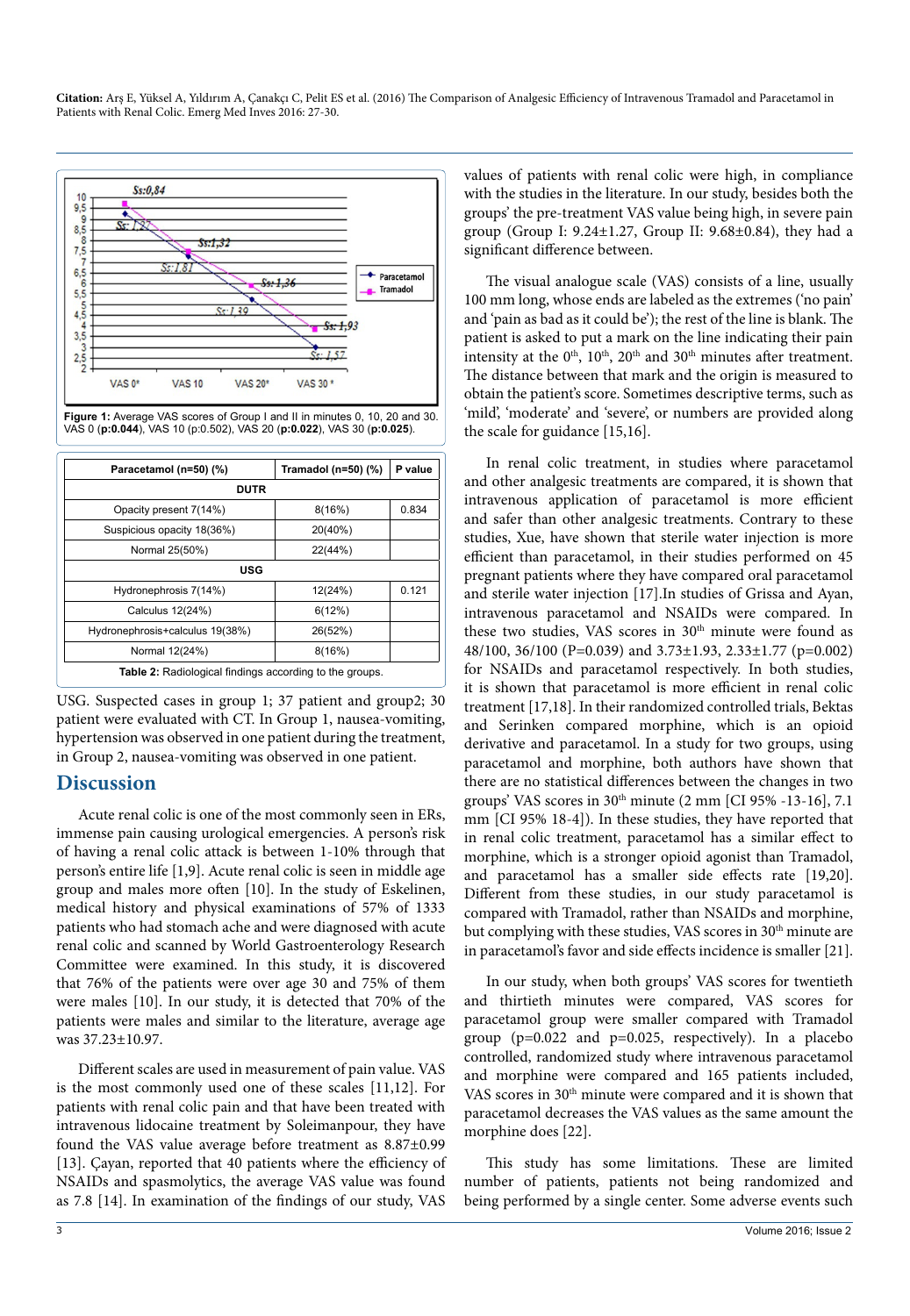Figure 1: Average VAS scores of Group I and II in minutes 0, 10, 20 and 30. VAS 0 (**p:0.044**), VAS 10 (p:0.502), VAS 20 (**p:0.022**), VAS 30 (**p:0.025**).

| Paracetamol (n=50) (%) | Tramadol (n=50) (%) | P value |
|---|---|---|
| **DUTR** | | |
| Opacity present 7(14%) | 8(16%) | 0.834 |
| Suspicious opacity 18(36%) | 20(40%) | |
| Normal 25(50%) | 22(44%) | |
| **USG** | | |
| Hydronephrosis 7(14%) | 12(24%) | 0.121 |
| Calculus 12(24%) | 6(12%) | |
| Hydronephrosis+calculus 19(38%) | 26(52%) | |
| Normal 12(24%) | 8(16%) | |

**Table 2:** Radiological findings according to the groups.

USG. Suspected cases in group 1; 37 patient and group2; 30 patient were evaluated with CT. In Group 1, nausea-vomiting, hypertension was observed in one patient during the treatment, in Group 2, nausea-vomiting was observed in one patient.

## Discussion

Acute renal colic is one of the most commonly seen in ERs, immense pain causing urological emergencies. A person's risk of having a renal colic attack is between 1-10% through that person's entire life [1,9]. Acute renal colic is seen in middle age group and males more often [10]. In the study of Eskelinen, medical history and physical examinations of 57% of 1333 patients who had stomach ache and were diagnosed with acute renal colic and scanned by World Gastroenterology Research Committee were examined. In this study, it is discovered that 76% of the patients were over age 30 and 75% of them were males [10]. In our study, it is detected that 70% of the patients were males and similar to the literature, average age was 37.23±10.97.

Different scales are used in measurement of pain value. VAS is the most commonly used one of these scales [11,12]. For patients with renal colic pain and that have been treated with intravenous lidocaine treatment by Soleimanpour, they have found the VAS value average before treatment as 8.87±0.99 [13]. Çayan, reported that 40 patients where the efficiency of NSAIDs and spasmolytics, the average VAS value was found as 7.8 [14]. In examination of the findings of our study, VAS values of patients with renal colic were high, in compliance with the studies in the literature. In our study, besides both the groups' the pre-treatment VAS value being high, in severe pain group (Group I: 9.24±1.27, Group II: 9.68±0.84), they had a significant difference between.

The visual analogue scale (VAS) consists of a line, usually 100 mm long, whose ends are labeled as the extremes ('no pain' and 'pain as bad as it could be'); the rest of the line is blank. The patient is asked to put a mark on the line indicating their pain intensity at the 0th, 10th, 20th and 30th minutes after treatment. The distance between that mark and the origin is measured to obtain the patient's score. Sometimes descriptive terms, such as 'mild', 'moderate' and 'severe', or numbers are provided along the scale for guidance [15,16].

In renal colic treatment, in studies where paracetamol and other analgesic treatments are compared, it is shown that intravenous application of paracetamol is more efficient and safer than other analgesic treatments. Contrary to these studies, Xue, have shown that sterile water injection is more efficient than paracetamol, in their studies performed on 45 pregnant patients where they have compared oral paracetamol and sterile water injection [17].In studies of Grissa and Ayan, intravenous paracetamol and NSAIDs were compared. In these two studies, VAS scores in 30th minute were found as 48/100, 36/100 (P=0.039) and 3.73±1.93, 2.33±1.77 (p=0.002) for NSAIDs and paracetamol respectively. In both studies, it is shown that paracetamol is more efficient in renal colic treatment [17,18]. In their randomized controlled trials, Bektas and Serinken compared morphine, which is an opioid derivative and paracetamol. In a study for two groups, using paracetamol and morphine, both authors have shown that there are no statistical differences between the changes in two groups' VAS scores in 30th minute (2 mm [CI 95% -13-16], 7.1 mm [CI 95% 18-4]). In these studies, they have reported that in renal colic treatment, paracetamol has a similar effect to morphine, which is a stronger opioid agonist than Tramadol, and paracetamol has a smaller side effects rate [19,20]. Different from these studies, in our study paracetamol is compared with Tramadol, rather than NSAIDs and morphine, but complying with these studies, VAS scores in 30th minute are in paracetamol's favor and side effects incidence is smaller [21].

In our study, when both groups' VAS scores for twentieth and thirtieth minutes were compared, VAS scores for paracetamol group were smaller compared with Tramadol group (p=0.022 and p=0.025, respectively). In a placebo controlled, randomized study where intravenous paracetamol and morphine were compared and 165 patients included, VAS scores in 30th minute were compared and it is shown that paracetamol decreases the VAS values as the same amount the morphine does [22].

This study has some limitations. These are limited number of patients, patients not being randomized and being performed by a single center. Some adverse events such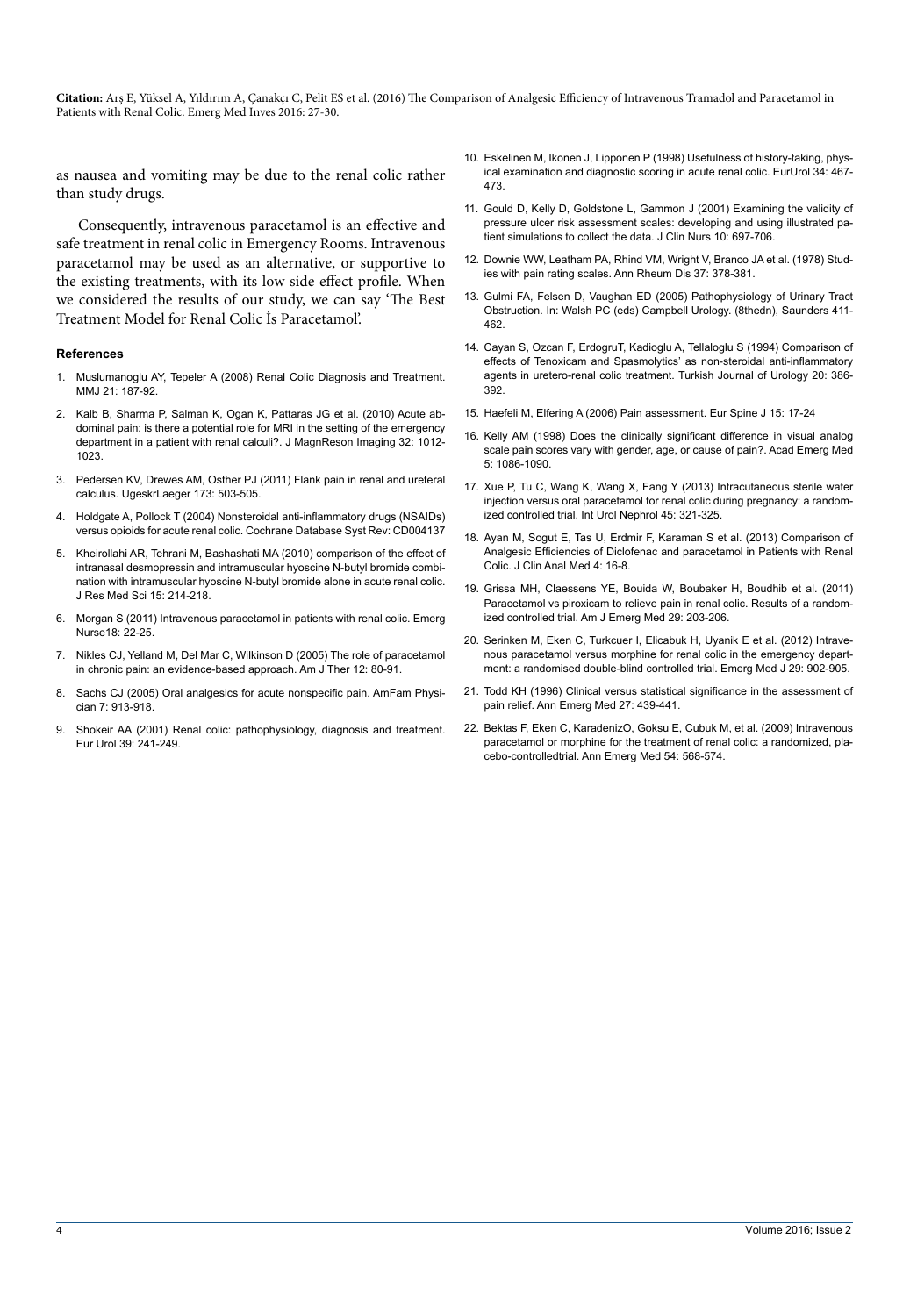as nausea and vomiting may be due to the renal colic rather than study drugs.

Consequently, intravenous paracetamol is an effective and safe treatment in renal colic in Emergency Rooms. Intravenous paracetamol may be used as an alternative, or supportive to the existing treatments, with its low side effect profile. When we considered the results of our study, we can say 'The Best Treatment Model for Renal Colic İs Paracetamol'.

#### References

1. Muslumanoglu AY, Tepeler A (2008) Renal Colic Diagnosis and Treatment. MMJ 21: 187-92.
2. Kalb B, Sharma P, Salman K, Ogan K, Pattaras JG et al. (2010) Acute abdominal pain: is there a potential role for MRI in the setting of the emergency department in a patient with renal calculi?. J MagnReson Imaging 32: 1012-1023.
3. Pedersen KV, Drewes AM, Osther PJ (2011) Flank pain in renal and ureteral calculus. UgeskrLaeger 173: 503-505.
4. Holdgate A, Pollock T (2004) Nonsteroidal anti-inflammatory drugs (NSAIDs) versus opioids for acute renal colic. Cochrane Database Syst Rev: CD004137
5. Kheirollahi AR, Tehrani M, Bashashati MA (2010) comparison of the effect of intranasal desmopressin and intramuscular hyoscine N-butyl bromide combination with intramuscular hyoscine N-butyl bromide alone in acute renal colic. J Res Med Sci 15: 214-218.
6. Morgan S (2011) Intravenous paracetamol in patients with renal colic. Emerg Nurse18: 22-25.
7. Nikles CJ, Yelland M, Del Mar C, Wilkinson D (2005) The role of paracetamol in chronic pain: an evidence-based approach. Am J Ther 12: 80-91.
8. Sachs CJ (2005) Oral analgesics for acute nonspecific pain. AmFam Physician 7: 913-918.
9. Shokeir AA (2001) Renal colic: pathophysiology, diagnosis and treatment. Eur Urol 39: 241-249.
10. Eskelinen M, Ikonen J, Lipponen P (1998) Usefulness of history-taking, physical examination and diagnostic scoring in acute renal colic. EurUrol 34: 467-473.
11. Gould D, Kelly D, Goldstone L, Gammon J (2001) Examining the validity of pressure ulcer risk assessment scales: developing and using illustrated patient simulations to collect the data. J Clin Nurs 10: 697-706.
12. Downie WW, Leatham PA, Rhind VM, Wright V, Branco JA et al. (1978) Studies with pain rating scales. Ann Rheum Dis 37: 378-381.
13. Gulmi FA, Felsen D, Vaughan ED (2005) Pathophysiology of Urinary Tract Obstruction. In: Walsh PC (eds) Campbell Urology. (8thedn), Saunders 411-462.
14. Cayan S, Ozcan F, ErdogruT, Kadioglu A, Tellaloglu S (1994) Comparison of effects of Tenoxicam and Spasmolytics' as non-steroidal anti-inflammatory agents in uretero-renal colic treatment. Turkish Journal of Urology 20: 386-392.
15. Haefeli M, Elfering A (2006) Pain assessment. Eur Spine J 15: 17-24
16. Kelly AM (1998) Does the clinically significant difference in visual analog scale pain scores vary with gender, age, or cause of pain?. Acad Emerg Med 5: 1086-1090.
17. Xue P, Tu C, Wang K, Wang X, Fang Y (2013) Intracutaneous sterile water injection versus oral paracetamol for renal colic during pregnancy: a randomized controlled trial. Int Urol Nephrol 45: 321-325.
18. Ayan M, Sogut E, Tas U, Erdmir F, Karaman S et al. (2013) Comparison of Analgesic Efficiencies of Diclofenac and paracetamol in Patients with Renal Colic. J Clin Anal Med 4: 16-8.
19. Grissa MH, Claessens YE, Bouida W, Boubaker H, Boudhib et al. (2011) Paracetamol vs piroxicam to relieve pain in renal colic. Results of a randomized controlled trial. Am J Emerg Med 29: 203-206.
20. Serinken M, Eken C, Turkcuer I, Elicabuk H, Uyanik E et al. (2012) Intravenous paracetamol versus morphine for renal colic in the emergency department: a randomised double-blind controlled trial. Emerg Med J 29: 902-905.
21. Todd KH (1996) Clinical versus statistical significance in the assessment of pain relief. Ann Emerg Med 27: 439-441.
22. Bektas F, Eken C, KaradenizO, Goksu E, Cubuk M, et al. (2009) Intravenous paracetamol or morphine for the treatment of renal colic: a randomized, placebo-controlledtrial. Ann Emerg Med 54: 568-574.